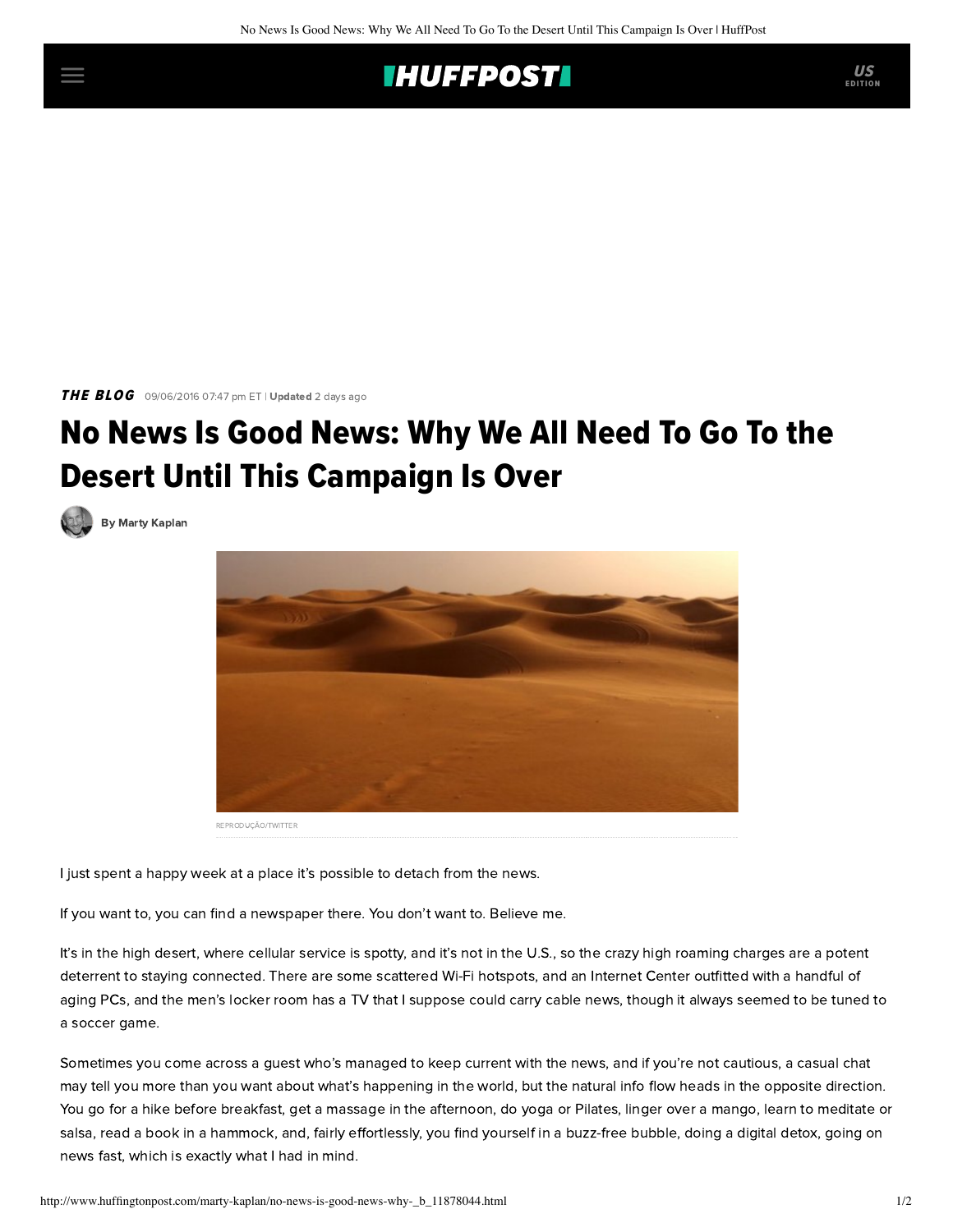THE BLOG 09/06/2016 07:47 pm ET | **Updated** 2 days ago

# No News Is Good News: Why We All Need To Go To the Desert Until This Campaign Is Over

By Marty Kaplan

REPRODUÇÃO/TWITTER

I just spent a happy week at a place it's possible to detach from the news.

If you want to, you can find a newspaper there. You don't want to. Believe me.

It's in the high desert, where cellular service is spotty, and it's not in the U.S., so the crazy high roaming charges are a potent deterrent to staying connected. There are some scattered Wi-Fi hotspots, and an Internet Center outfitted with a handful of aging PCs, and the men's locker room has a TV that I suppose could carry cable news, though it always seemed to be tuned to a soccer game.

Sometimes you come across a guest who's managed to keep current with the news, and if you're not cautious, a casual chat may tell you more than you want about what's happening in the world, but the natural info flow heads in the opposite direction. You go for a hike before breakfast, get a massage in the afternoon, do yoga or Pilates, linger over a mango, learn to meditate or salsa, read a book in a hammock, and, fairly effortlessly, you find yourself in a buzz-free bubble, doing a digital detox, going on news fast, which is exactly what I had in mind.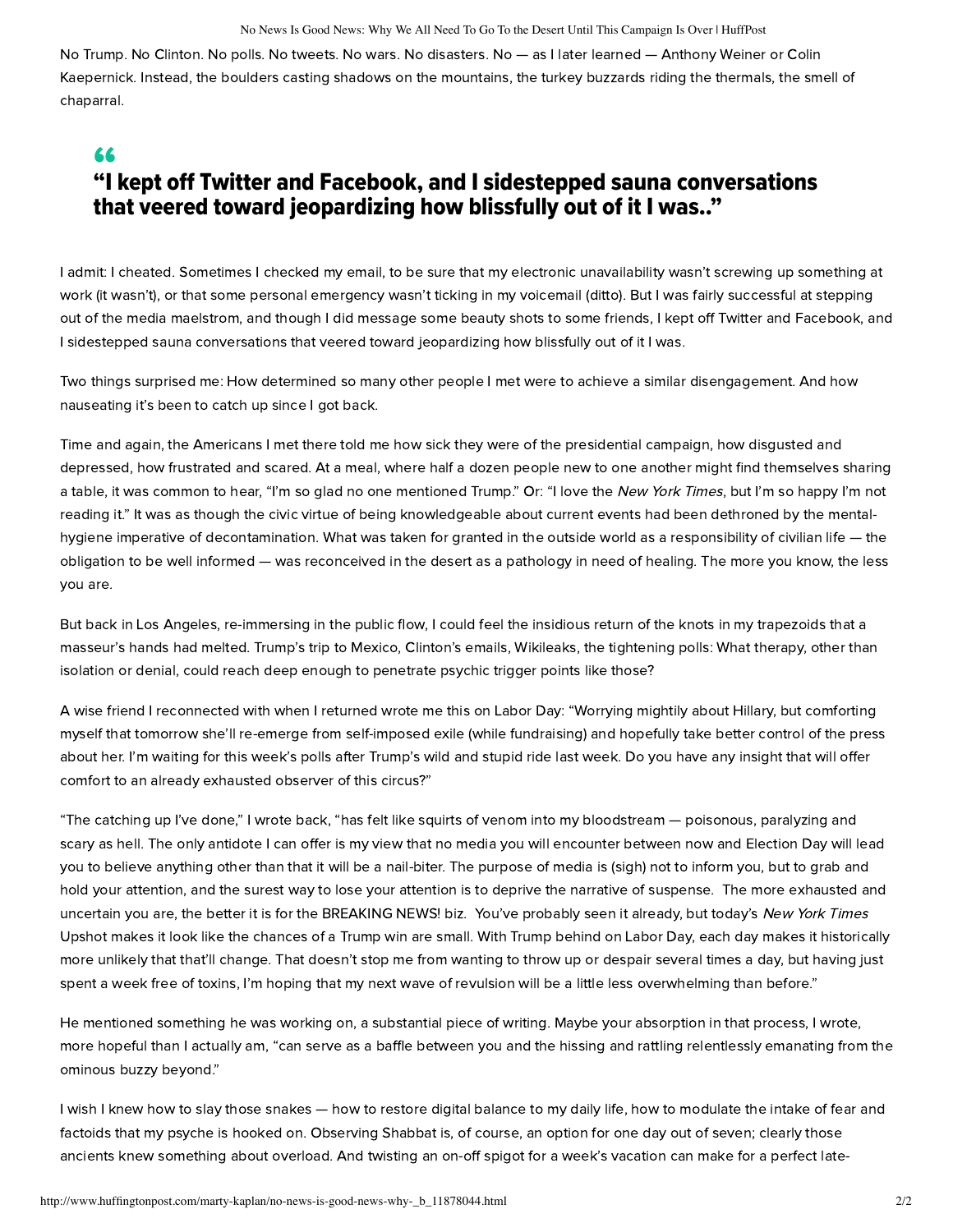No Trump. No Clinton. No polls. No tweets. No wars. No disasters. No — as I later learned — Anthony Weiner or Colin Kaepernick. Instead, the boulders casting shadows on the mountains, the turkey buzzards riding the thermals, the smell of chaparral.

> **“I kept off Twitter and Facebook, and I sidestepped sauna conversations that veered toward jeopardizing how blissfully out of it I was..”**

I admit: I cheated. Sometimes I checked my email, to be sure that my electronic unavailability wasn’t screwing up something at work (it wasn’t), or that some personal emergency wasn’t ticking in my voicemail (ditto). But I was fairly successful at stepping out of the media maelstrom, and though I did message some beauty shots to some friends, I kept off Twitter and Facebook, and I sidestepped sauna conversations that veered toward jeopardizing how blissfully out of it I was.

Two things surprised me: How determined so many other people I met were to achieve a similar disengagement. And how nauseating it’s been to catch up since I got back.

Time and again, the Americans I met there told me how sick they were of the presidential campaign, how disgusted and depressed, how frustrated and scared. At a meal, where half a dozen people new to one another might find themselves sharing a table, it was common to hear, “I’m so glad no one mentioned Trump.” Or: “I love the *New York Times*, but I’m so happy I’m not reading it.” It was as though the civic virtue of being knowledgeable about current events had been dethroned by the mental-hygiene imperative of decontamination. What was taken for granted in the outside world as a responsibility of civilian life — the obligation to be well informed — was reconceived in the desert as a pathology in need of healing. The more you know, the less you are.

But back in Los Angeles, re-immersing in the public flow, I could feel the insidious return of the knots in my trapezoids that a masseur’s hands had melted. Trump’s trip to Mexico, Clinton’s emails, Wikileaks, the tightening polls: What therapy, other than isolation or denial, could reach deep enough to penetrate psychic trigger points like those?

A wise friend I reconnected with when I returned wrote me this on Labor Day: “Worrying mightily about Hillary, but comforting myself that tomorrow she’ll re-emerge from self-imposed exile (while fundraising) and hopefully take better control of the press about her. I’m waiting for this week’s polls after Trump’s wild and stupid ride last week. Do you have any insight that will offer comfort to an already exhausted observer of this circus?”

“The catching up I’ve done,” I wrote back, “has felt like squirts of venom into my bloodstream — poisonous, paralyzing and scary as hell. The only antidote I can offer is my view that no media you will encounter between now and Election Day will lead you to believe anything other than that it will be a nail-biter. The purpose of media is (sigh) not to inform you, but to grab and hold your attention, and the surest way to lose your attention is to deprive the narrative of suspense. The more exhausted and uncertain you are, the better it is for the BREAKING NEWS! biz. You’ve probably seen it already, but today’s *New York Times* Upshot makes it look like the chances of a Trump win are small. With Trump behind on Labor Day, each day makes it historically more unlikely that that’ll change. That doesn’t stop me from wanting to throw up or despair several times a day, but having just spent a week free of toxins, I’m hoping that my next wave of revulsion will be a little less overwhelming than before.”

He mentioned something he was working on, a substantial piece of writing. Maybe your absorption in that process, I wrote, more hopeful than I actually am, “can serve as a baffle between you and the hissing and rattling relentlessly emanating from the ominous buzzy beyond.”

I wish I knew how to slay those snakes — how to restore digital balance to my daily life, how to modulate the intake of fear and factoids that my psyche is hooked on. Observing Shabbat is, of course, an option for one day out of seven; clearly those ancients knew something about overload. And twisting an on-off spigot for a week’s vacation can make for a perfect late-